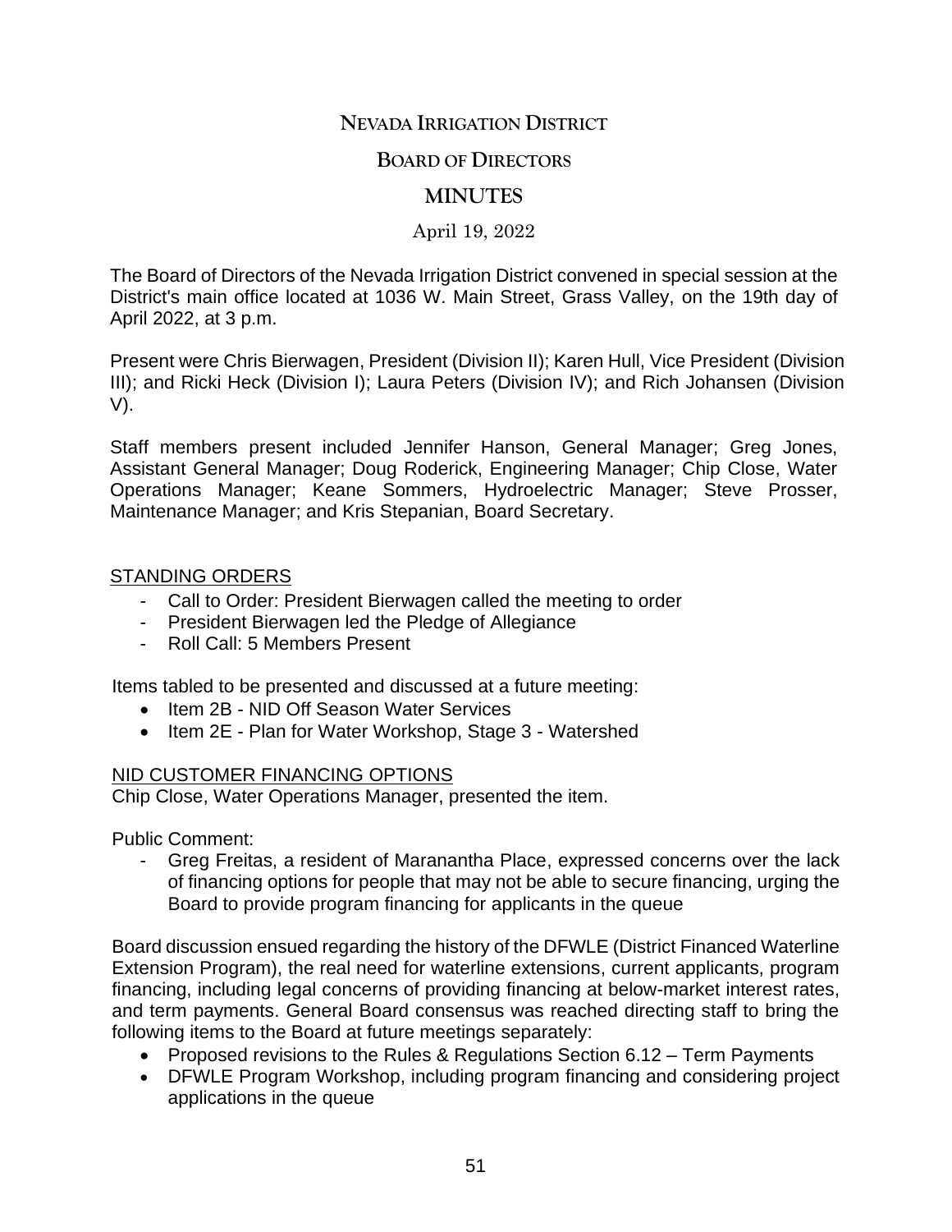# NEVADA IRRIGATION DISTRICT

## BOARD OF DIRECTORS

## MINUTES

April 19, 2022

The Board of Directors of the Nevada Irrigation District convened in special session at the District's main office located at 1036 W. Main Street, Grass Valley, on the 19th day of April 2022, at 3 p.m.

Present were Chris Bierwagen, President (Division II); Karen Hull, Vice President (Division III); and Ricki Heck (Division I); Laura Peters (Division IV); and Rich Johansen (Division V).

Staff members present included Jennifer Hanson, General Manager; Greg Jones, Assistant General Manager; Doug Roderick, Engineering Manager; Chip Close, Water Operations Manager; Keane Sommers, Hydroelectric Manager; Steve Prosser, Maintenance Manager; and Kris Stepanian, Board Secretary.

### STANDING ORDERS

- Call to Order: President Bierwagen called the meeting to order
- President Bierwagen led the Pledge of Allegiance
- Roll Call: 5 Members Present

Items tabled to be presented and discussed at a future meeting:

- Item 2B - NID Off Season Water Services
- Item 2E - Plan for Water Workshop, Stage 3 - Watershed

### NID CUSTOMER FINANCING OPTIONS

Chip Close, Water Operations Manager, presented the item.

Public Comment:

- Greg Freitas, a resident of Maranantha Place, expressed concerns over the lack of financing options for people that may not be able to secure financing, urging the Board to provide program financing for applicants in the queue

Board discussion ensued regarding the history of the DFWLE (District Financed Waterline Extension Program), the real need for waterline extensions, current applicants, program financing, including legal concerns of providing financing at below-market interest rates, and term payments. General Board consensus was reached directing staff to bring the following items to the Board at future meetings separately:

- Proposed revisions to the Rules & Regulations Section 6.12 – Term Payments
- DFWLE Program Workshop, including program financing and considering project applications in the queue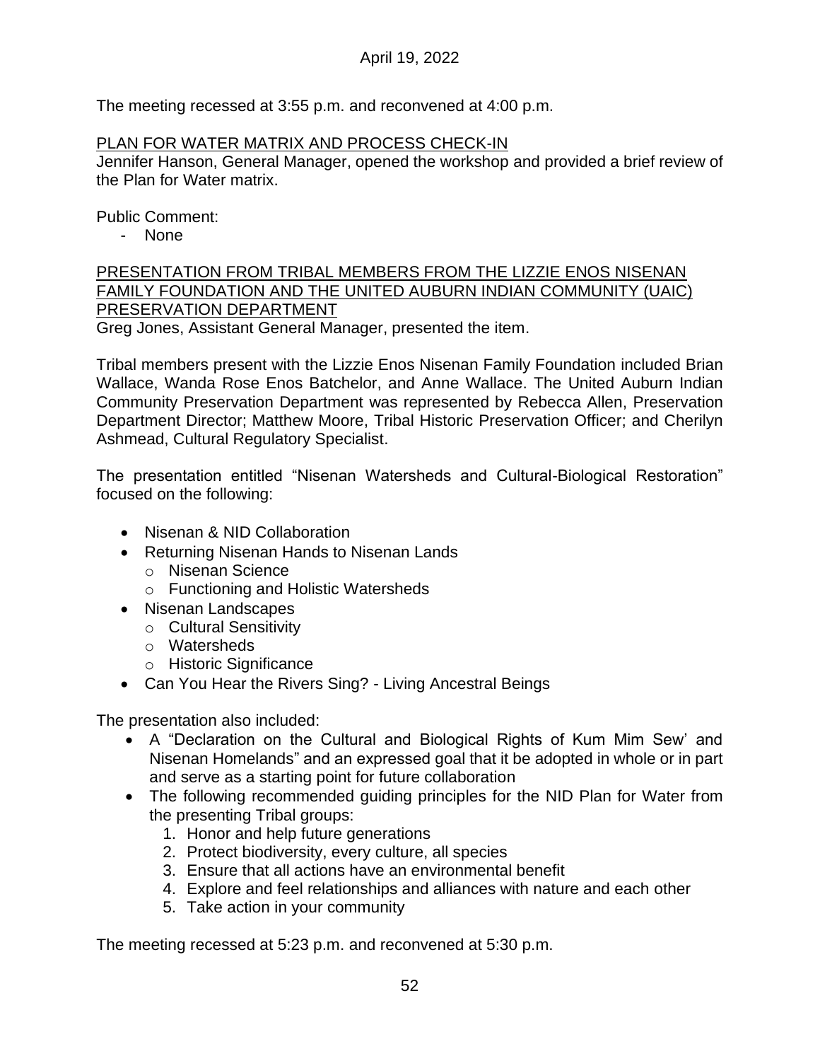The meeting recessed at 3:55 p.m. and reconvened at 4:00 p.m.

## PLAN FOR WATER MATRIX AND PROCESS CHECK-IN

Jennifer Hanson, General Manager, opened the workshop and provided a brief review of the Plan for Water matrix.

Public Comment:

- None

## PRESENTATION FROM TRIBAL MEMBERS FROM THE LIZZIE ENOS NISENAN FAMILY FOUNDATION AND THE UNITED AUBURN INDIAN COMMUNITY (UAIC) PRESERVATION DEPARTMENT

Greg Jones, Assistant General Manager, presented the item.

Tribal members present with the Lizzie Enos Nisenan Family Foundation included Brian Wallace, Wanda Rose Enos Batchelor, and Anne Wallace. The United Auburn Indian Community Preservation Department was represented by Rebecca Allen, Preservation Department Director; Matthew Moore, Tribal Historic Preservation Officer; and Cherilyn Ashmead, Cultural Regulatory Specialist.

The presentation entitled "Nisenan Watersheds and Cultural-Biological Restoration" focused on the following:

- Nisenan & NID Collaboration
- Returning Nisenan Hands to Nisenan Lands
  - Nisenan Science
  - Functioning and Holistic Watersheds
- Nisenan Landscapes
  - Cultural Sensitivity
  - Watersheds
  - Historic Significance
- Can You Hear the Rivers Sing? - Living Ancestral Beings

The presentation also included:

- A "Declaration on the Cultural and Biological Rights of Kum Mim Sew' and Nisenan Homelands" and an expressed goal that it be adopted in whole or in part and serve as a starting point for future collaboration
- The following recommended guiding principles for the NID Plan for Water from the presenting Tribal groups:
  1. Honor and help future generations
  2. Protect biodiversity, every culture, all species
  3. Ensure that all actions have an environmental benefit
  4. Explore and feel relationships and alliances with nature and each other
  5. Take action in your community

The meeting recessed at 5:23 p.m. and reconvened at 5:30 p.m.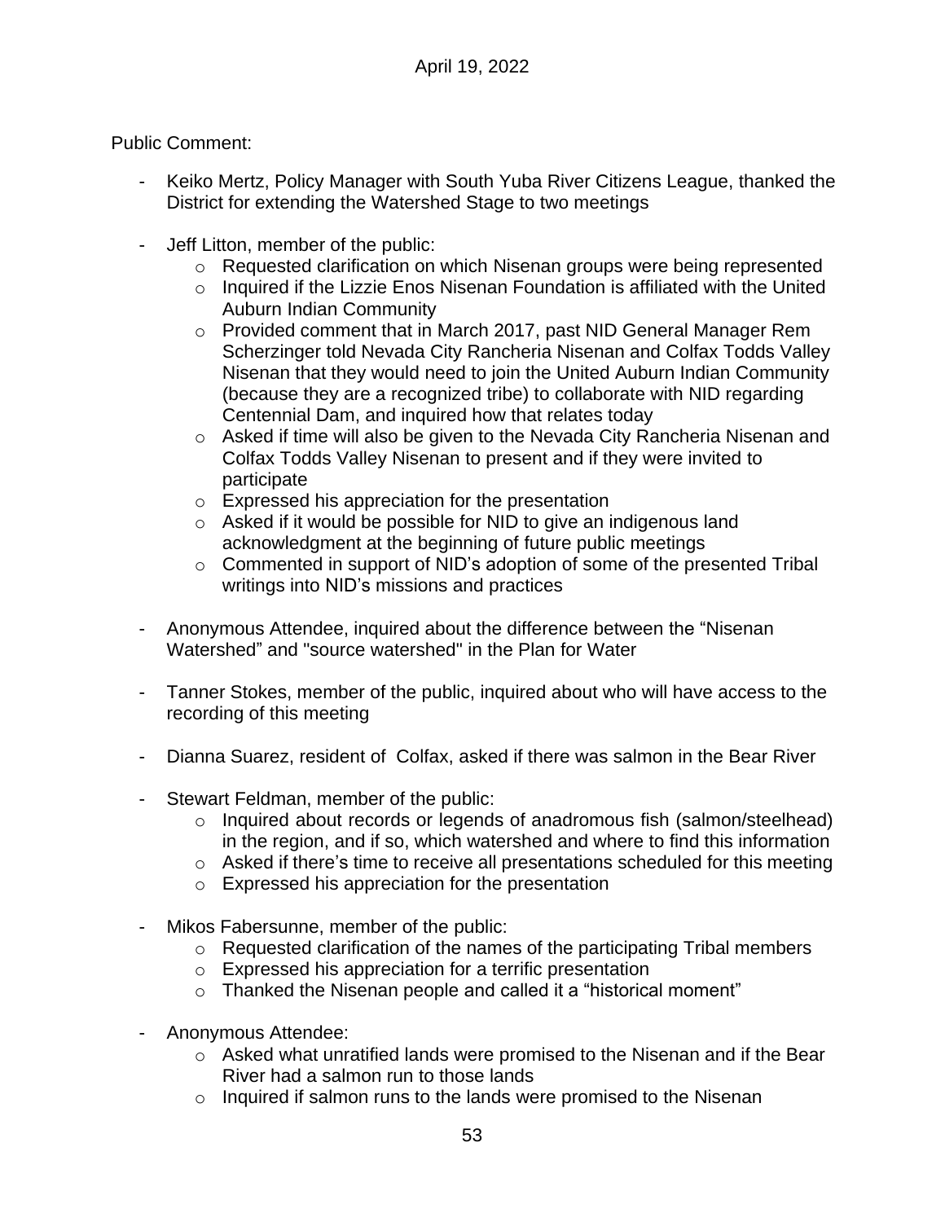Public Comment:

- Keiko Mertz, Policy Manager with South Yuba River Citizens League, thanked the District for extending the Watershed Stage to two meetings

- Jeff Litton, member of the public:
    - Requested clarification on which Nisenan groups were being represented
    - Inquired if the Lizzie Enos Nisenan Foundation is affiliated with the United Auburn Indian Community
    - Provided comment that in March 2017, past NID General Manager Rem Scherzinger told Nevada City Rancheria Nisenan and Colfax Todds Valley Nisenan that they would need to join the United Auburn Indian Community (because they are a recognized tribe) to collaborate with NID regarding Centennial Dam, and inquired how that relates today
    - Asked if time will also be given to the Nevada City Rancheria Nisenan and Colfax Todds Valley Nisenan to present and if they were invited to participate
    - Expressed his appreciation for the presentation
    - Asked if it would be possible for NID to give an indigenous land acknowledgment at the beginning of future public meetings
    - Commented in support of NID's adoption of some of the presented Tribal writings into NID's missions and practices

- Anonymous Attendee, inquired about the difference between the "Nisenan Watershed" and "source watershed" in the Plan for Water

- Tanner Stokes, member of the public, inquired about who will have access to the recording of this meeting

- Dianna Suarez, resident of Colfax, asked if there was salmon in the Bear River

- Stewart Feldman, member of the public:
    - Inquired about records or legends of anadromous fish (salmon/steelhead) in the region, and if so, which watershed and where to find this information
    - Asked if there's time to receive all presentations scheduled for this meeting
    - Expressed his appreciation for the presentation

- Mikos Fabersunne, member of the public:
    - Requested clarification of the names of the participating Tribal members
    - Expressed his appreciation for a terrific presentation
    - Thanked the Nisenan people and called it a "historical moment"

- Anonymous Attendee:
    - Asked what unratified lands were promised to the Nisenan and if the Bear River had a salmon run to those lands
    - Inquired if salmon runs to the lands were promised to the Nisenan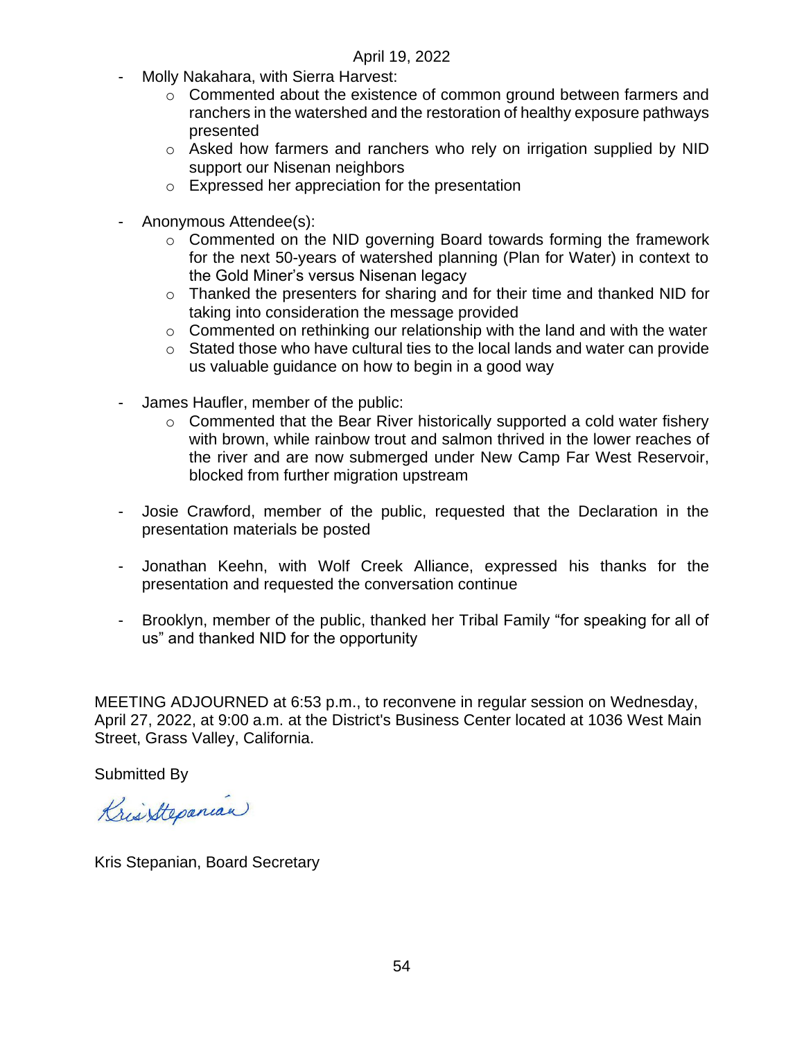- Molly Nakahara, with Sierra Harvest:
  - Commented about the existence of common ground between farmers and ranchers in the watershed and the restoration of healthy exposure pathways presented
  - Asked how farmers and ranchers who rely on irrigation supplied by NID support our Nisenan neighbors
  - Expressed her appreciation for the presentation

- Anonymous Attendee(s):
  - Commented on the NID governing Board towards forming the framework for the next 50-years of watershed planning (Plan for Water) in context to the Gold Miner's versus Nisenan legacy
  - Thanked the presenters for sharing and for their time and thanked NID for taking into consideration the message provided
  - Commented on rethinking our relationship with the land and with the water
  - Stated those who have cultural ties to the local lands and water can provide us valuable guidance on how to begin in a good way

- James Haufler, member of the public:
  - Commented that the Bear River historically supported a cold water fishery with brown, while rainbow trout and salmon thrived in the lower reaches of the river and are now submerged under New Camp Far West Reservoir, blocked from further migration upstream

- Josie Crawford, member of the public, requested that the Declaration in the presentation materials be posted

- Jonathan Keehn, with Wolf Creek Alliance, expressed his thanks for the presentation and requested the conversation continue

- Brooklyn, member of the public, thanked her Tribal Family "for speaking for all of us" and thanked NID for the opportunity

MEETING ADJOURNED at 6:53 p.m., to reconvene in regular session on Wednesday, April 27, 2022, at 9:00 a.m. at the District's Business Center located at 1036 West Main Street, Grass Valley, California.

Submitted By

Kris Stepanian

Kris Stepanian, Board Secretary